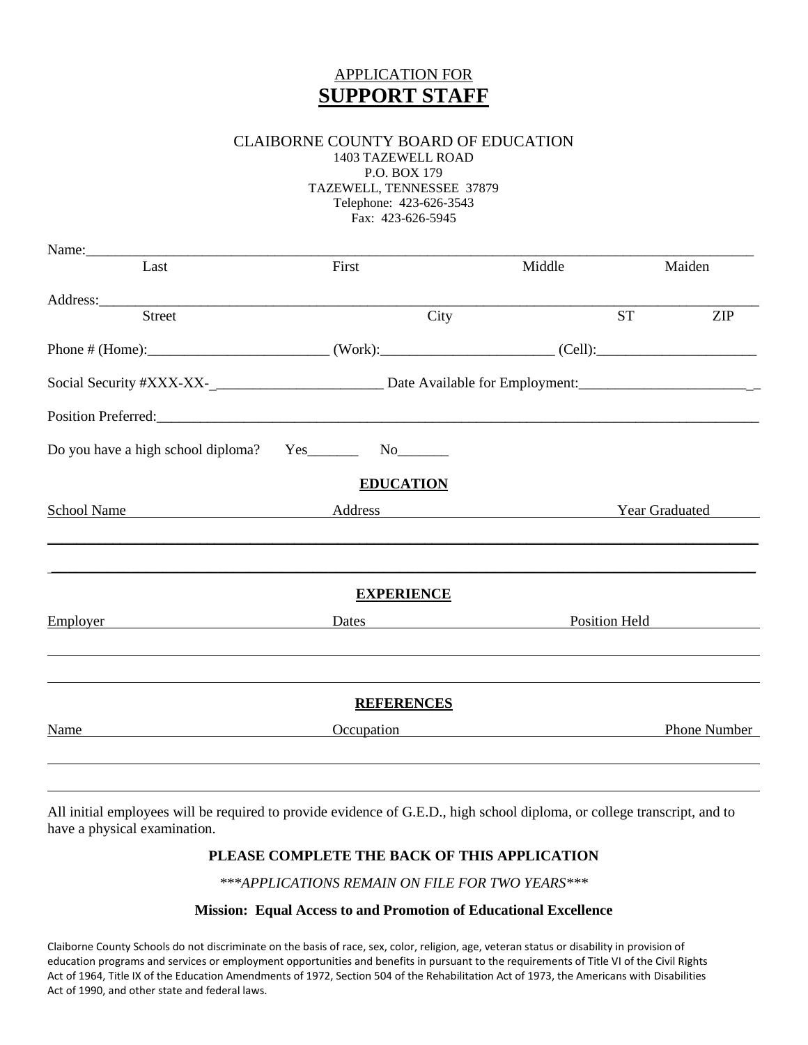APPLICATION FOR

# SUPPORT STAFF

CLAIBORNE COUNTY BOARD OF EDUCATION
1403 TAZEWELL ROAD
P.O. BOX 179
TAZEWELL, TENNESSEE 37879
Telephone: 423-626-3543
Fax: 423-626-5945

Name:___________________________________________________________________________

Last First Middle Maiden

Address:_________________________________________________________________________

Street City ST ZIP

Phone # (Home):_________________________ (Work):________________________ (Cell):______________________

Social Security #XXX-XX-_______________________ Date Available for Employment:_________________________

Position Preferred:__________________________________________________________________

Do you have a high school diploma? Yes_______ No_______

## EDUCATION

| School Name | Address | Year Graduated |
|---|---|---|
| | | |
| | | |

## EXPERIENCE

| Employer | Dates | Position Held |
|---|---|---|
| | | |
| | | |

## REFERENCES

| Name | Occupation | Phone Number |
|---|---|---|
| | | |
| | | |

All initial employees will be required to provide evidence of G.E.D., high school diploma, or college transcript, and to have a physical examination.

**PLEASE COMPLETE THE BACK OF THIS APPLICATION**

****APPLICATIONS REMAIN ON FILE FOR TWO YEARS****

**Mission: Equal Access to and Promotion of Educational Excellence**

Claiborne County Schools do not discriminate on the basis of race, sex, color, religion, age, veteran status or disability in provision of education programs and services or employment opportunities and benefits in pursuant to the requirements of Title VI of the Civil Rights Act of 1964, Title IX of the Education Amendments of 1972, Section 504 of the Rehabilitation Act of 1973, the Americans with Disabilities Act of 1990, and other state and federal laws.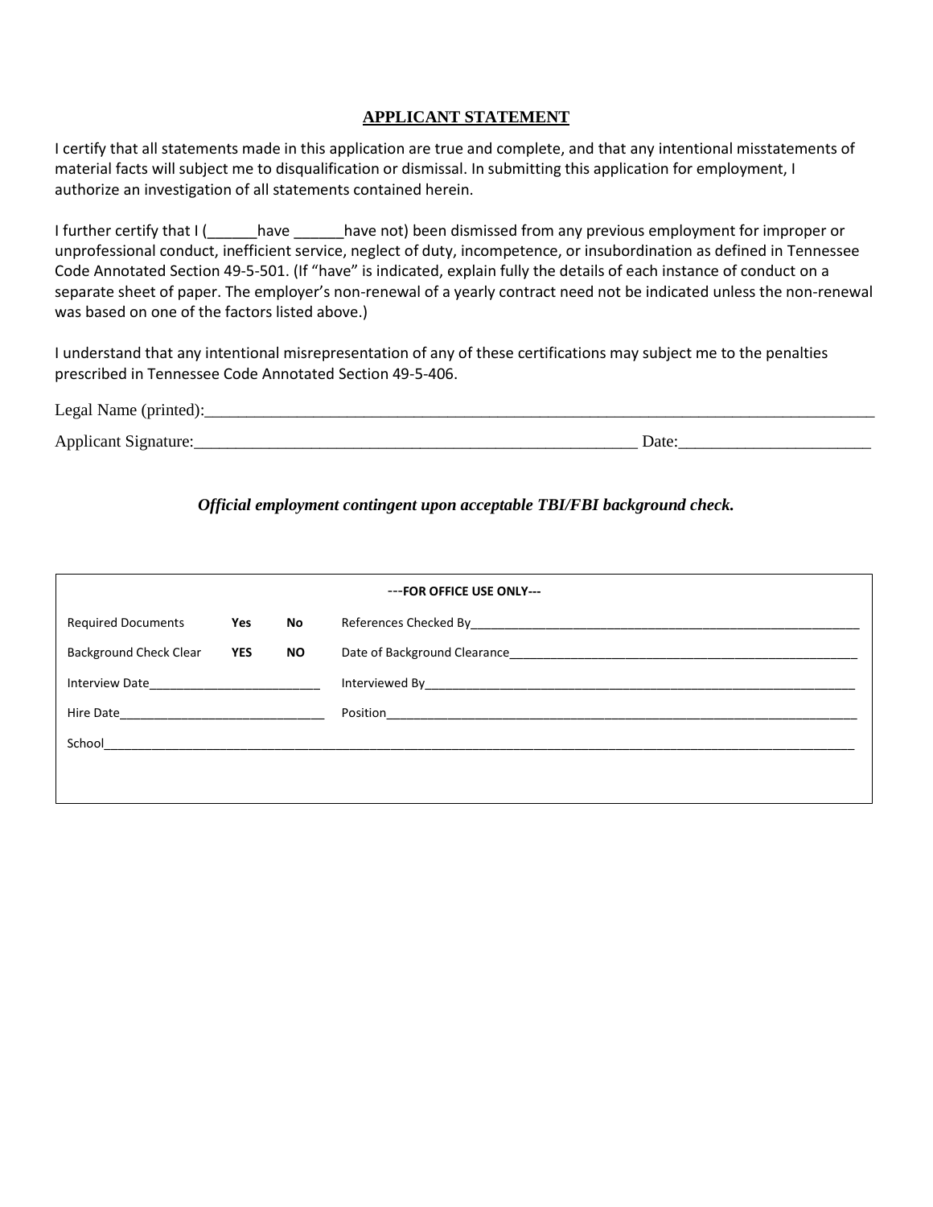## APPLICANT STATEMENT

I certify that all statements made in this application are true and complete, and that any intentional misstatements of material facts will subject me to disqualification or dismissal. In submitting this application for employment, I authorize an investigation of all statements contained herein.

I further certify that I (______have ______have not) been dismissed from any previous employment for improper or unprofessional conduct, inefficient service, neglect of duty, incompetence, or insubordination as defined in Tennessee Code Annotated Section 49-5-501. (If "have" is indicated, explain fully the details of each instance of conduct on a separate sheet of paper. The employer's non-renewal of a yearly contract need not be indicated unless the non-renewal was based on one of the factors listed above.)

I understand that any intentional misrepresentation of any of these certifications may subject me to the penalties prescribed in Tennessee Code Annotated Section 49-5-406.

Legal Name (printed):_______________________________________________________________________________

Applicant Signature:_____________________________________________________ Date:______________________

***Official employment contingent upon acceptable TBI/FBI background check.***

---FOR OFFICE USE ONLY---

| | | | |
|---|---|---|---|
| Required Documents | **Yes** | **No** | References Checked By___________________________________________________________ |
| Background Check Clear | **YES** | **NO** | Date of Background Clearance____________________________________________________ |
| Interview Date_________________________ | | | Interviewed By_________________________________________________________________ |
| Hire Date______________________________ | | | Position_______________________________________________________________________ |
| School__________________________________________________________________________________________________________ | | | |